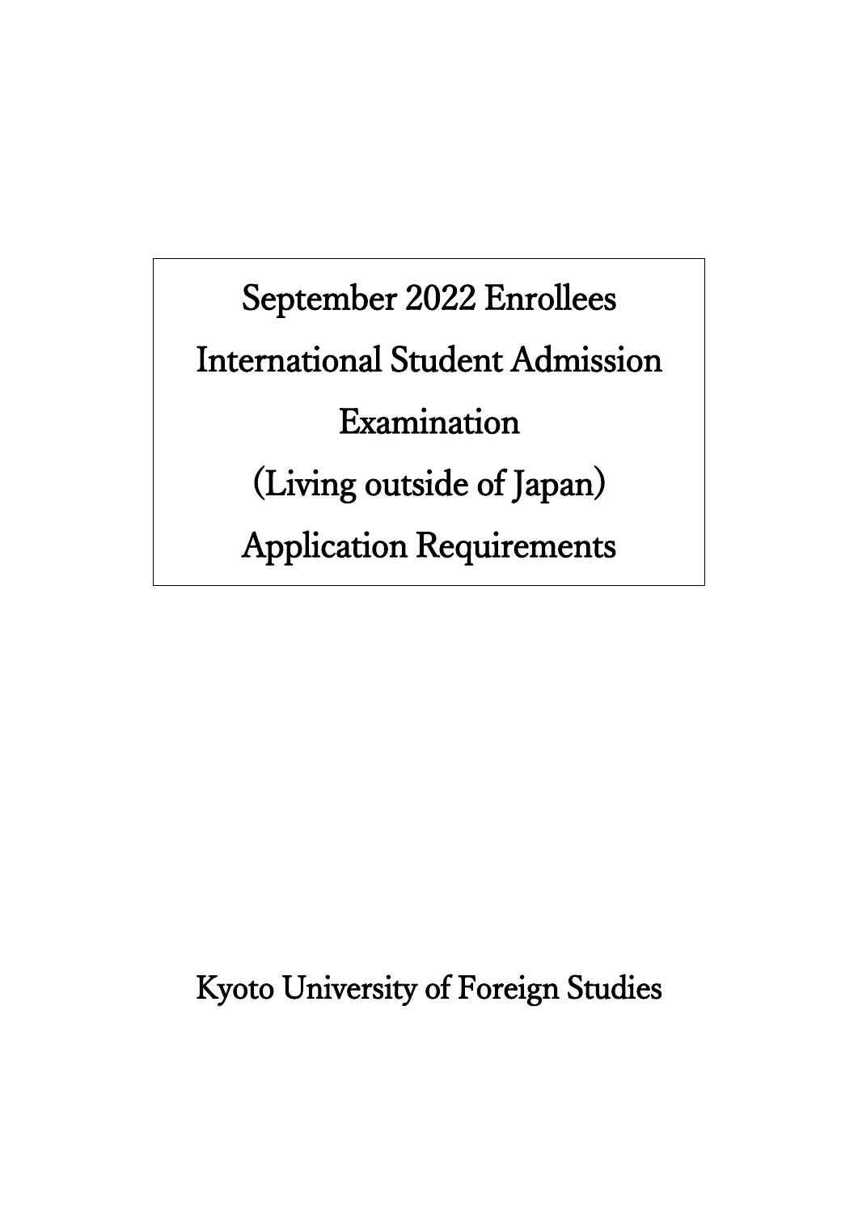# September 2022 Enrollees
# International Student Admission Examination
# (Living outside of Japan)
# Application Requirements

Kyoto University of Foreign Studies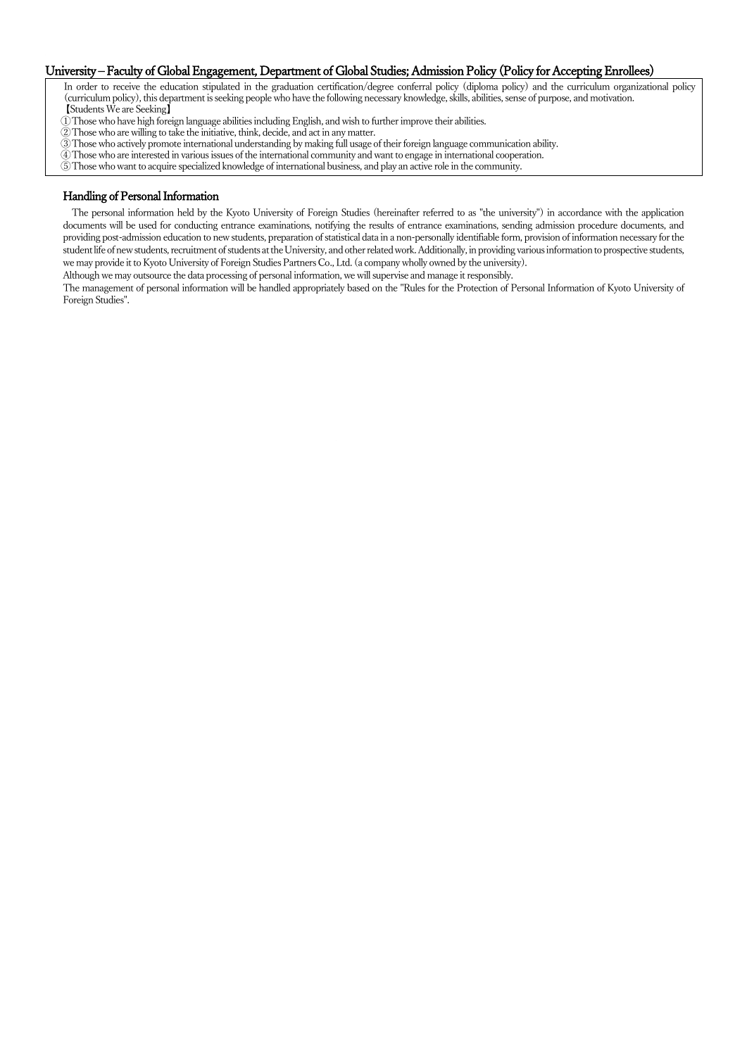## University – Faculty of Global Engagement, Department of Global Studies; Admission Policy (Policy for Accepting Enrollees)

In order to receive the education stipulated in the graduation certification/degree conferral policy (diploma policy) and the curriculum organizational policy (curriculum policy), this department is seeking people who have the following necessary knowledge, skills, abilities, sense of purpose, and motivation.

【Students We are Seeking】

①Those who have high foreign language abilities including English, and wish to further improve their abilities.
②Those who are willing to take the initiative, think, decide, and act in any matter.
③Those who actively promote international understanding by making full usage of their foreign language communication ability.
④Those who are interested in various issues of the international community and want to engage in international cooperation.
⑤Those who want to acquire specialized knowledge of international business, and play an active role in the community.

## Handling of Personal Information

The personal information held by the Kyoto University of Foreign Studies (hereinafter referred to as "the university") in accordance with the application documents will be used for conducting entrance examinations, notifying the results of entrance examinations, sending admission procedure documents, and providing post-admission education to new students, preparation of statistical data in a non-personally identifiable form, provision of information necessary for the student life of new students, recruitment of students at the University, and other related work. Additionally, in providing various information to prospective students, we may provide it to Kyoto University of Foreign Studies Partners Co., Ltd. (a company wholly owned by the university).

Although we may outsource the data processing of personal information, we will supervise and manage it responsibly.

The management of personal information will be handled appropriately based on the "Rules for the Protection of Personal Information of Kyoto University of Foreign Studies".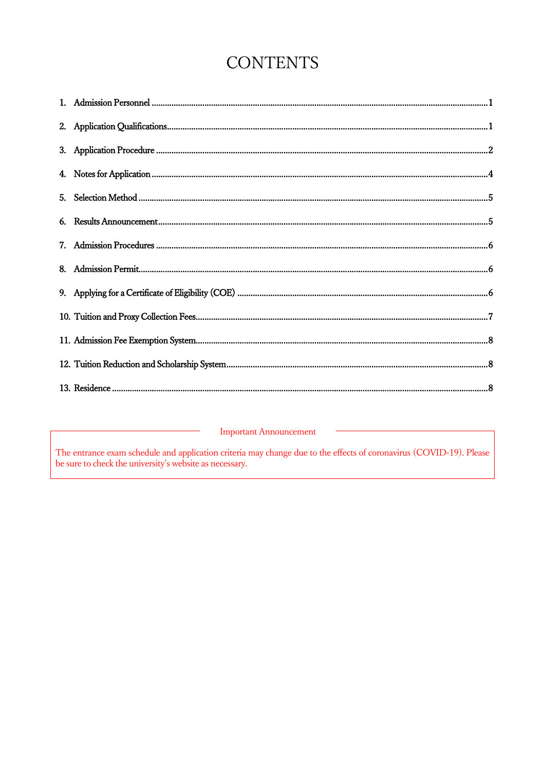# CONTENTS

1. Admission Personnel ........................................................................................................................................... 1
2. Application Qualifications.................................................................................................................................. 1
3. Application Procedure ........................................................................................................................................ 2
4. Notes for Application .......................................................................................................................................... 4
5. Selection Method ................................................................................................................................................. 5
6. Results Announcement........................................................................................................................................ 5
7. Admission Procedures ......................................................................................................................................... 6
8. Admission Permit................................................................................................................................................. 6
9. Applying for a Certificate of Eligibility (COE) ................................................................................................... 6
10. Tuition and Proxy Collection Fees...................................................................................................................... 7
11. Admission Fee Exemption System...................................................................................................................... 8
12. Tuition Reduction and Scholarship System........................................................................................................ 8
13. Residence ............................................................................................................................................................ 8

**Important Announcement**

The entrance exam schedule and application criteria may change due to the effects of coronavirus (COVID-19). Please be sure to check the university's website as necessary.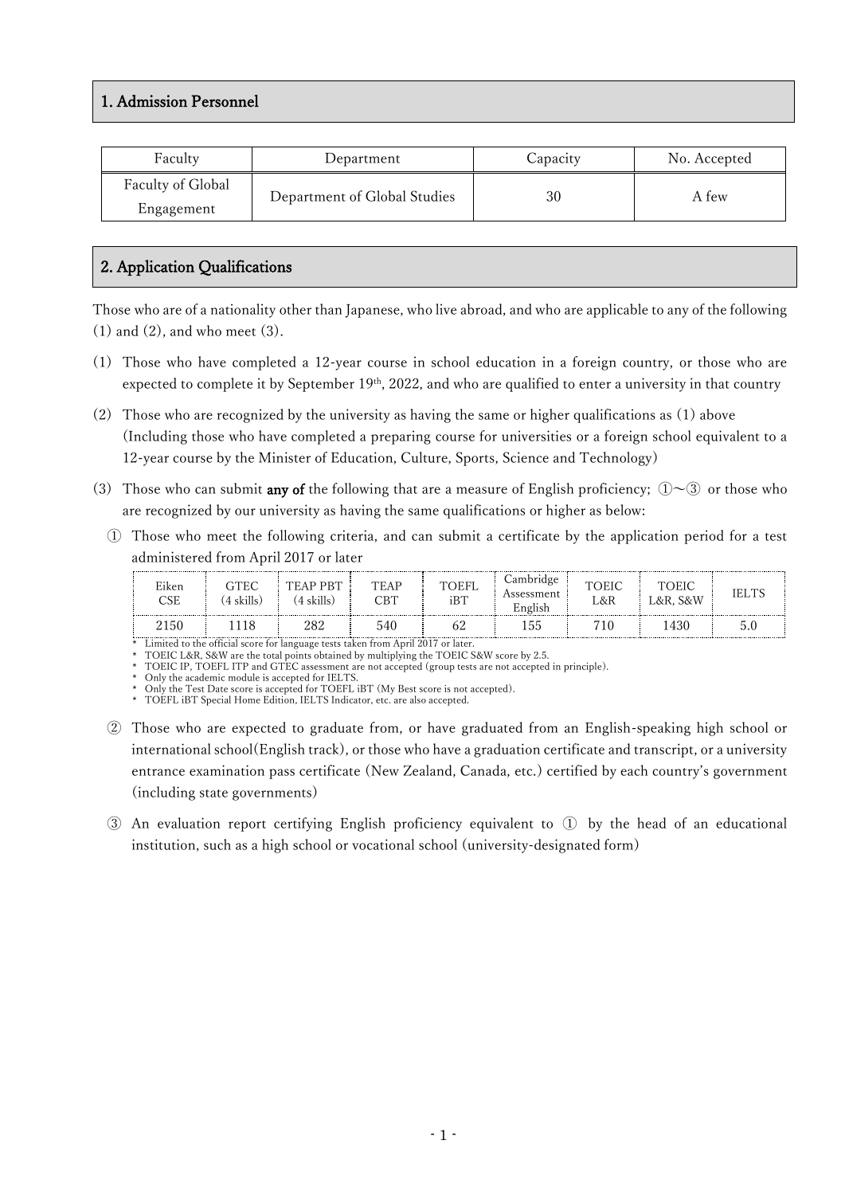## 1. Admission Personnel

| Faculty | Department | Capacity | No. Accepted |
|---|---|---|---|
| Faculty of Global Engagement | Department of Global Studies | 30 | A few |

## 2. Application Qualifications

Those who are of a nationality other than Japanese, who live abroad, and who are applicable to any of the following (1) and (2), and who meet (3).

(1) Those who have completed a 12-year course in school education in a foreign country, or those who are expected to complete it by September 19th, 2022, and who are qualified to enter a university in that country

(2) Those who are recognized by the university as having the same or higher qualifications as (1) above (Including those who have completed a preparing course for universities or a foreign school equivalent to a 12-year course by the Minister of Education, Culture, Sports, Science and Technology)

(3) Those who can submit **any of** the following that are a measure of English proficiency; ①～③ or those who are recognized by our university as having the same qualifications or higher as below:

① Those who meet the following criteria, and can submit a certificate by the application period for a test administered from April 2017 or later

| Eiken CSE | GTEC (4 skills) | TEAP PBT (4 skills) | TEAP CBT | TOEFL iBT | Cambridge Assessment English | TOEIC L&R | TOEIC L&R, S&W | IELTS |
|---|---|---|---|---|---|---|---|---|
| 2150 | 1118 | 282 | 540 | 62 | 155 | 710 | 1430 | 5.0 |

\* Limited to the official score for language tests taken from April 2017 or later.
\* TOEIC L&R, S&W are the total points obtained by multiplying the TOEIC S&W score by 2.5.
\* TOEIC IP, TOEFL ITP and GTEC assessment are not accepted (group tests are not accepted in principle).
\* Only the academic module is accepted for IELTS.
\* Only the Test Date score is accepted for TOEFL iBT (My Best score is not accepted).
\* TOEFL iBT Special Home Edition, IELTS Indicator, etc. are also accepted.

② Those who are expected to graduate from, or have graduated from an English-speaking high school or international school(English track), or those who have a graduation certificate and transcript, or a university entrance examination pass certificate (New Zealand, Canada, etc.) certified by each country's government (including state governments)

③ An evaluation report certifying English proficiency equivalent to ① by the head of an educational institution, such as a high school or vocational school (university-designated form)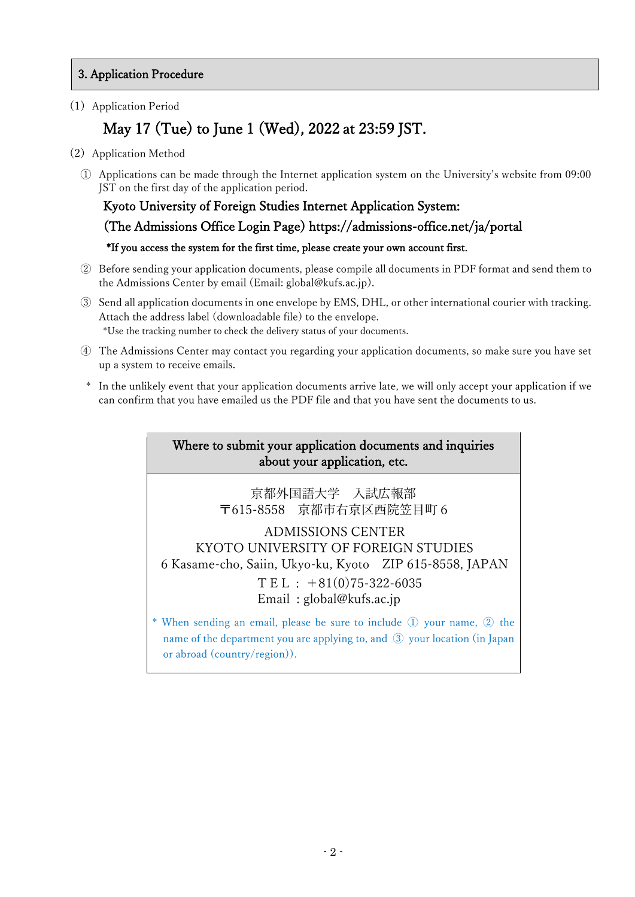## 3. Application Procedure

(1) Application Period

**May 17 (Tue) to June 1 (Wed), 2022 at 23:59 JST.**

(2) Application Method

① Applications can be made through the Internet application system on the University's website from 09:00 JST on the first day of the application period.

**Kyoto University of Foreign Studies Internet Application System:**

**(The Admissions Office Login Page) https://admissions-office.net/ja/portal**

**\*If you access the system for the first time, please create your own account first.**

② Before sending your application documents, please compile all documents in PDF format and send them to the Admissions Center by email (Email: global@kufs.ac.jp).

③ Send all application documents in one envelope by EMS, DHL, or other international courier with tracking. Attach the address label (downloadable file) to the envelope.
\*Use the tracking number to check the delivery status of your documents.

④ The Admissions Center may contact you regarding your application documents, so make sure you have set up a system to receive emails.

\* In the unlikely event that your application documents arrive late, we will only accept your application if we can confirm that you have emailed us the PDF file and that you have sent the documents to us.

| Where to submit your application documents and inquiries about your application, etc. |
|---|
| 京都外国語大学　入試広報部<br>〒615-8558　京都市右京区西院笠目町 6<br><br>ADMISSIONS CENTER<br>KYOTO UNIVERSITY OF FOREIGN STUDIES<br>6 Kasame-cho, Saiin, Ukyo-ku, Kyoto　ZIP 615-8558, JAPAN<br>ＴＥＬ：＋81(0)75-322-6035<br>Email ：global@kufs.ac.jp<br><br>\* When sending an email, please be sure to include ① your name, ② the name of the department you are applying to, and ③ your location (in Japan or abroad (country/region)). |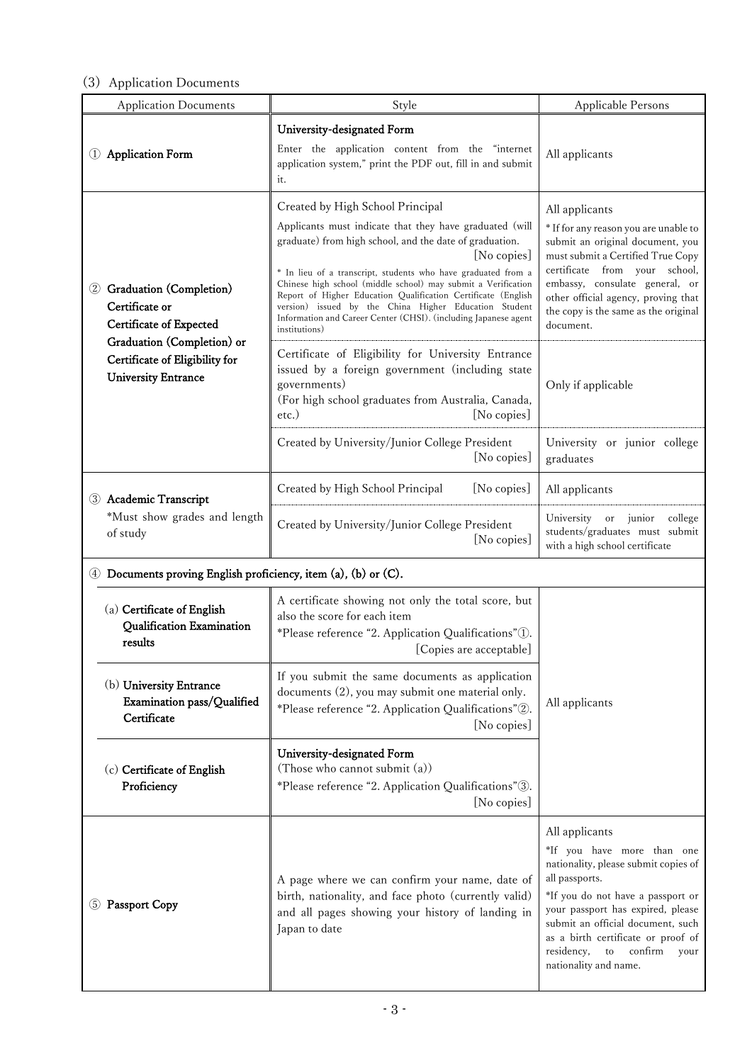## (3) Application Documents

| Application Documents | Style | Applicable Persons |
|---|---|---|
| ① **Application Form** | **University-designated Form**<br>Enter the application content from the "internet application system," print the PDF out, fill in and submit it. | All applicants |
| ② **Graduation (Completion) Certificate or Certificate of Expected Graduation (Completion) or Certificate of Eligibility for University Entrance** | Created by High School Principal<br>Applicants must indicate that they have graduated (will graduate) from high school, and the date of graduation. [No copies]<br>* In lieu of a transcript, students who have graduated from a Chinese high school (middle school) may submit a Verification Report of Higher Education Qualification Certificate (English version) issued by the China Higher Education Student Information and Career Center (CHSI). (including Japanese agent institutions) | All applicants<br>* If for any reason you are unable to submit an original document, you must submit a Certified True Copy certificate from your school, embassy, consulate general, or other official agency, proving that the copy is the same as the original document. |
| | Certificate of Eligibility for University Entrance issued by a foreign government (including state governments)<br>(For high school graduates from Australia, Canada, etc.) [No copies] | Only if applicable |
| | Created by University/Junior College President [No copies] | University or junior college graduates |
| ③ **Academic Transcript**<br>*Must show grades and length of study | Created by High School Principal [No copies] | All applicants |
| | Created by University/Junior College President [No copies] | University or junior college students/graduates must submit with a high school certificate |
| ④ **Documents proving English proficiency, item (a), (b) or (C).** | | |
| (a) **Certificate of English Qualification Examination results** | A certificate showing not only the total score, but also the score for each item<br>*Please reference "2. Application Qualifications"①. [Copies are acceptable] | All applicants |
| (b) **University Entrance Examination pass/Qualified Certificate** | If you submit the same documents as application documents (2), you may submit one material only.<br>*Please reference "2. Application Qualifications"②. [No copies] | |
| (c) **Certificate of English Proficiency** | **University-designated Form**<br>(Those who cannot submit (a))<br>*Please reference "2. Application Qualifications"③. [No copies] | |
| ⑤ **Passport Copy** | A page where we can confirm your name, date of birth, nationality, and face photo (currently valid) and all pages showing your history of landing in Japan to date | All applicants<br>*If you have more than one nationality, please submit copies of all passports.<br>*If you do not have a passport or your passport has expired, please submit an official document, such as a birth certificate or proof of residency, to confirm your nationality and name. |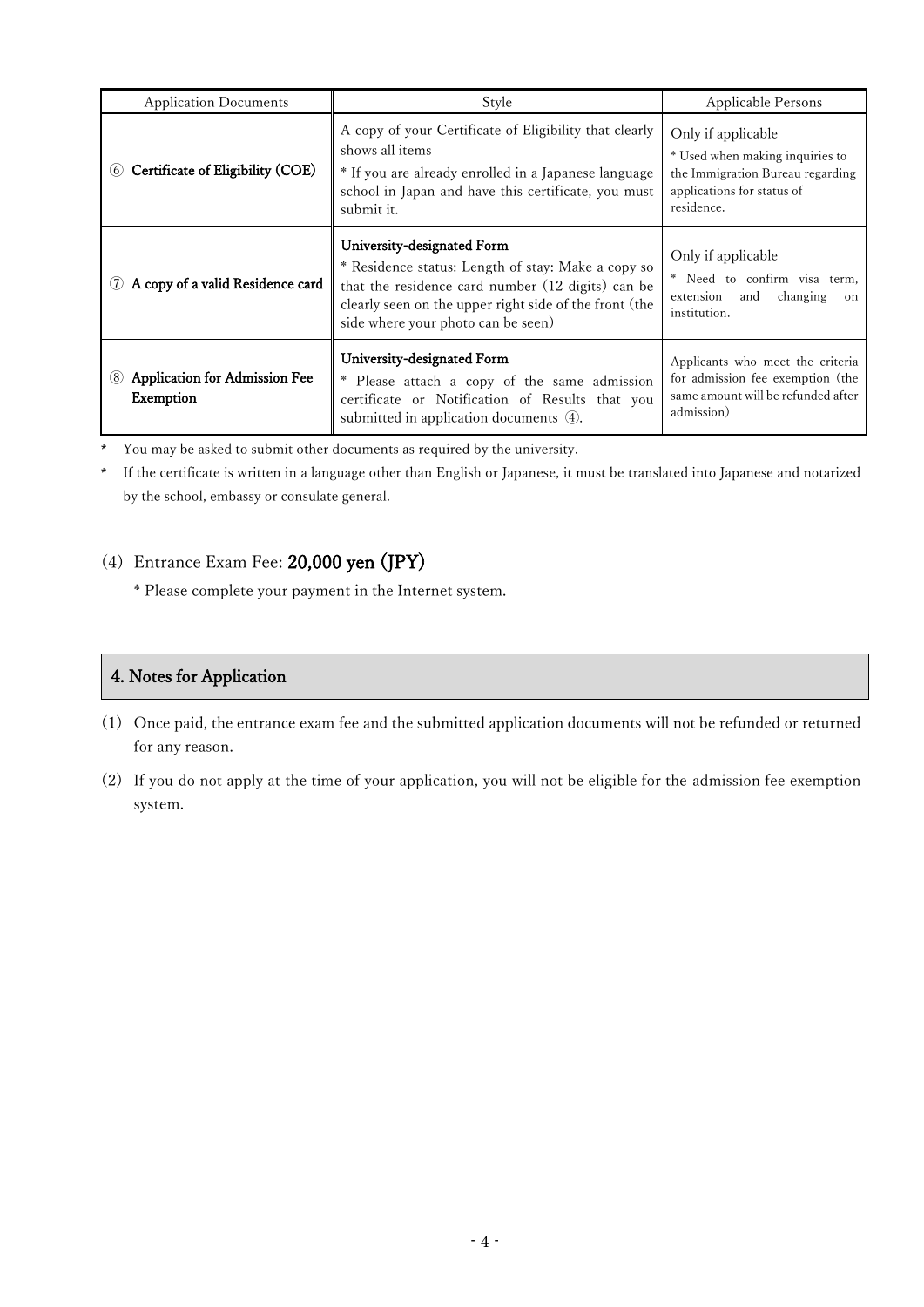| Application Documents | Style | Applicable Persons |
|---|---|---|
| ⑥ **Certificate of Eligibility (COE)** | A copy of your Certificate of Eligibility that clearly shows all items<br>* If you are already enrolled in a Japanese language school in Japan and have this certificate, you must submit it. | Only if applicable<br>* Used when making inquiries to the Immigration Bureau regarding applications for status of residence. |
| ⑦ **A copy of a valid Residence card** | **University-designated Form**<br>* Residence status: Length of stay: Make a copy so that the residence card number (12 digits) can be clearly seen on the upper right side of the front (the side where your photo can be seen) | Only if applicable<br>* Need to confirm visa term, extension and changing on institution. |
| ⑧ **Application for Admission Fee Exemption** | **University-designated Form**<br>* Please attach a copy of the same admission certificate or Notification of Results that you submitted in application documents ④. | Applicants who meet the criteria for admission fee exemption (the same amount will be refunded after admission) |

\* You may be asked to submit other documents as required by the university.

\* If the certificate is written in a language other than English or Japanese, it must be translated into Japanese and notarized by the school, embassy or consulate general.

(4) Entrance Exam Fee: **20,000 yen (JPY)**

\* Please complete your payment in the Internet system.

## 4. Notes for Application

(1) Once paid, the entrance exam fee and the submitted application documents will not be refunded or returned for any reason.

(2) If you do not apply at the time of your application, you will not be eligible for the admission fee exemption system.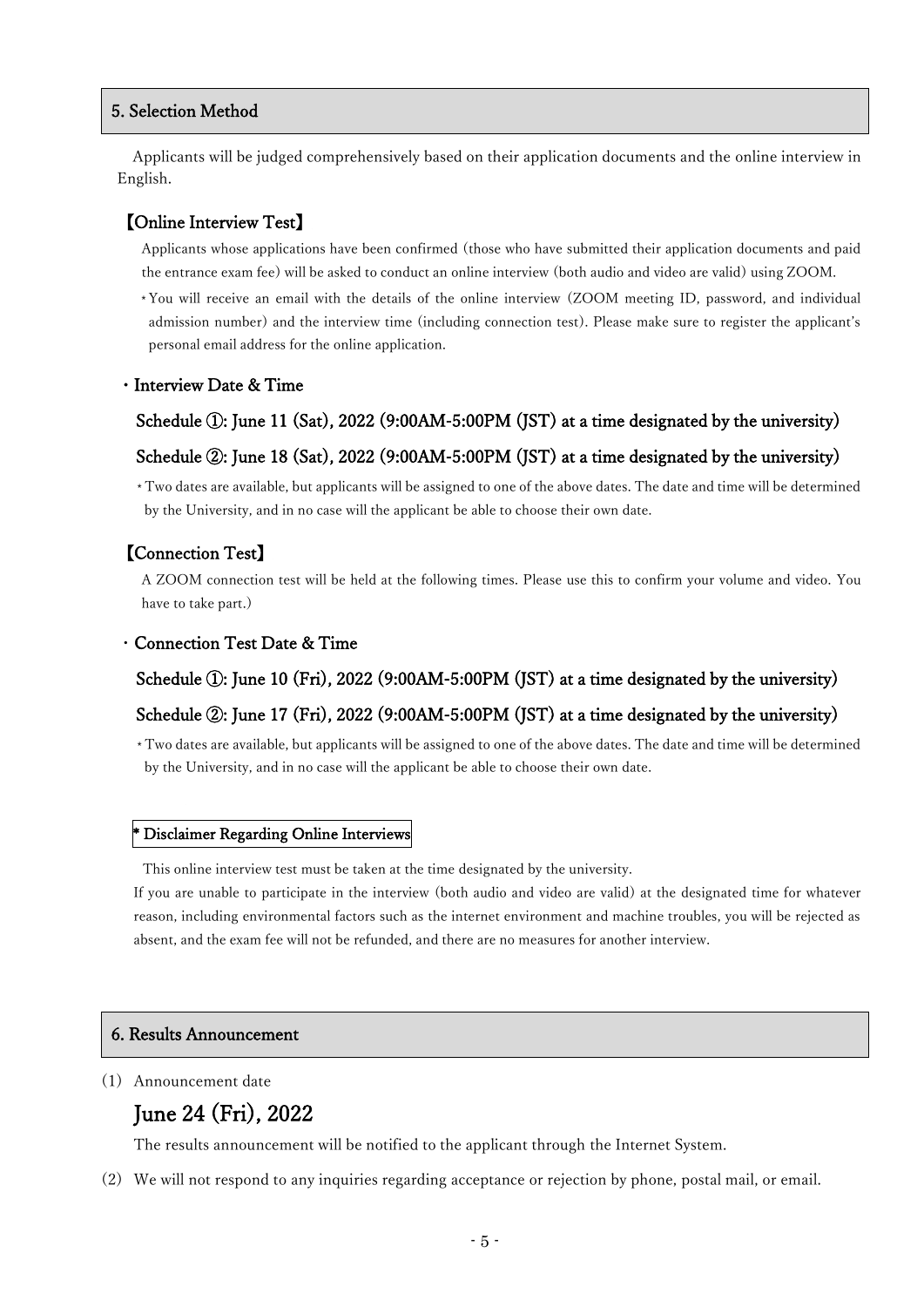## 5. Selection Method

Applicants will be judged comprehensively based on their application documents and the online interview in English.

### 【Online Interview Test】

Applicants whose applications have been confirmed (those who have submitted their application documents and paid the entrance exam fee) will be asked to conduct an online interview (both audio and video are valid) using ZOOM.

*You will receive an email with the details of the online interview (ZOOM meeting ID, password, and individual admission number) and the interview time (including connection test). Please make sure to register the applicant's personal email address for the online application.

**・Interview Date & Time**

**Schedule ①: June 11 (Sat), 2022 (9:00AM-5:00PM (JST) at a time designated by the university)**

**Schedule ②: June 18 (Sat), 2022 (9:00AM-5:00PM (JST) at a time designated by the university)**

*Two dates are available, but applicants will be assigned to one of the above dates. The date and time will be determined by the University, and in no case will the applicant be able to choose their own date.

### 【Connection Test】

A ZOOM connection test will be held at the following times. Please use this to confirm your volume and video. You have to take part.)

**・Connection Test Date & Time**

**Schedule ①: June 10 (Fri), 2022 (9:00AM-5:00PM (JST) at a time designated by the university)**

**Schedule ②: June 17 (Fri), 2022 (9:00AM-5:00PM (JST) at a time designated by the university)**

*Two dates are available, but applicants will be assigned to one of the above dates. The date and time will be determined by the University, and in no case will the applicant be able to choose their own date.

**\* Disclaimer Regarding Online Interviews**

This online interview test must be taken at the time designated by the university.
If you are unable to participate in the interview (both audio and video are valid) at the designated time for whatever reason, including environmental factors such as the internet environment and machine troubles, you will be rejected as absent, and the exam fee will not be refunded, and there are no measures for another interview.

## 6. Results Announcement

(1) Announcement date

**June 24 (Fri), 2022**

The results announcement will be notified to the applicant through the Internet System.

(2) We will not respond to any inquiries regarding acceptance or rejection by phone, postal mail, or email.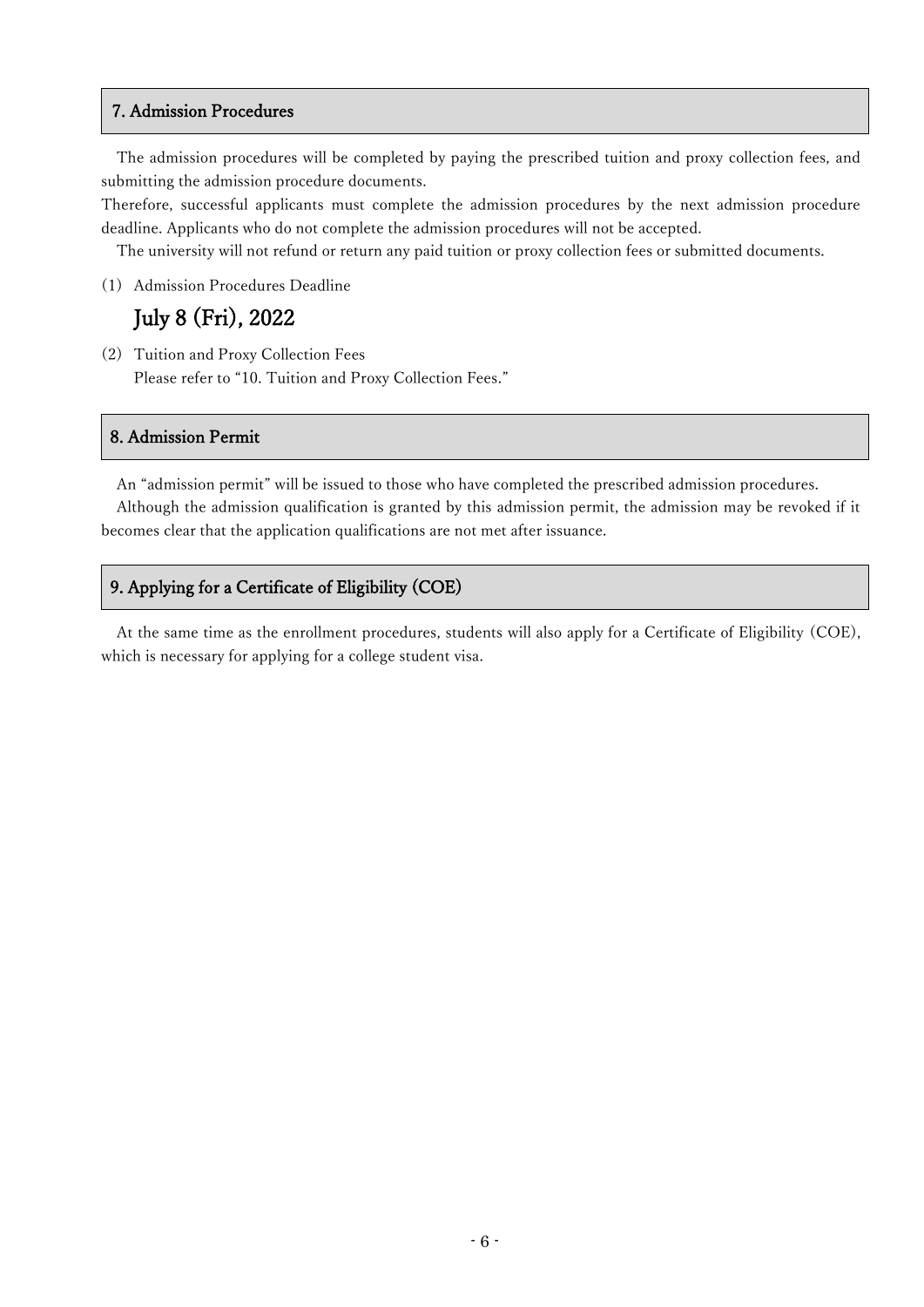## 7. Admission Procedures

The admission procedures will be completed by paying the prescribed tuition and proxy collection fees, and submitting the admission procedure documents.

Therefore, successful applicants must complete the admission procedures by the next admission procedure deadline. Applicants who do not complete the admission procedures will not be accepted.

The university will not refund or return any paid tuition or proxy collection fees or submitted documents.

(1) Admission Procedures Deadline

**July 8 (Fri), 2022**

(2) Tuition and Proxy Collection Fees

Please refer to "10. Tuition and Proxy Collection Fees."

## 8. Admission Permit

An "admission permit" will be issued to those who have completed the prescribed admission procedures.

Although the admission qualification is granted by this admission permit, the admission may be revoked if it becomes clear that the application qualifications are not met after issuance.

## 9. Applying for a Certificate of Eligibility (COE)

At the same time as the enrollment procedures, students will also apply for a Certificate of Eligibility (COE), which is necessary for applying for a college student visa.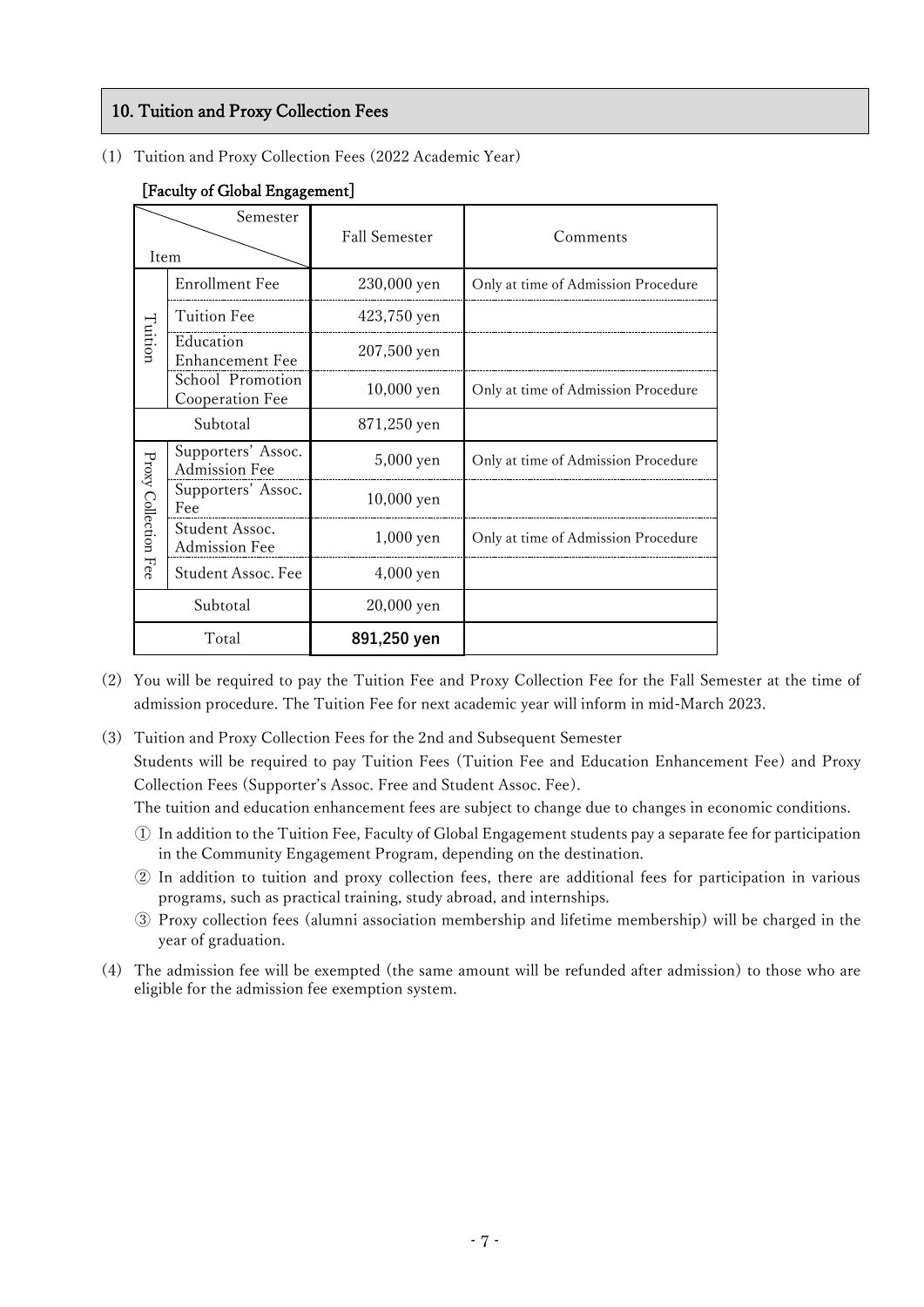## 10. Tuition and Proxy Collection Fees

(1) Tuition and Proxy Collection Fees (2022 Academic Year)

**[Faculty of Global Engagement]**

| Item | | Fall Semester | Comments |
|---|---|---|---|
| Tuition | Enrollment Fee | 230,000 yen | Only at time of Admission Procedure |
| | Tuition Fee | 423,750 yen | |
| | Education Enhancement Fee | 207,500 yen | |
| | School Promotion Cooperation Fee | 10,000 yen | Only at time of Admission Procedure |
| Subtotal | | 871,250 yen | |
| Proxy Collection Fee | Supporters' Assoc. Admission Fee | 5,000 yen | Only at time of Admission Procedure |
| | Supporters' Assoc. Fee | 10,000 yen | |
| | Student Assoc. Admission Fee | 1,000 yen | Only at time of Admission Procedure |
| | Student Assoc. Fee | 4,000 yen | |
| Subtotal | | 20,000 yen | |
| Total | | **891,250 yen** | |

(2) You will be required to pay the Tuition Fee and Proxy Collection Fee for the Fall Semester at the time of admission procedure. The Tuition Fee for next academic year will inform in mid-March 2023.

(3) Tuition and Proxy Collection Fees for the 2nd and Subsequent Semester

Students will be required to pay Tuition Fees (Tuition Fee and Education Enhancement Fee) and Proxy Collection Fees (Supporter's Assoc. Free and Student Assoc. Fee).

The tuition and education enhancement fees are subject to change due to changes in economic conditions.

① In addition to the Tuition Fee, Faculty of Global Engagement students pay a separate fee for participation in the Community Engagement Program, depending on the destination.

② In addition to tuition and proxy collection fees, there are additional fees for participation in various programs, such as practical training, study abroad, and internships.

③ Proxy collection fees (alumni association membership and lifetime membership) will be charged in the year of graduation.

(4) The admission fee will be exempted (the same amount will be refunded after admission) to those who are eligible for the admission fee exemption system.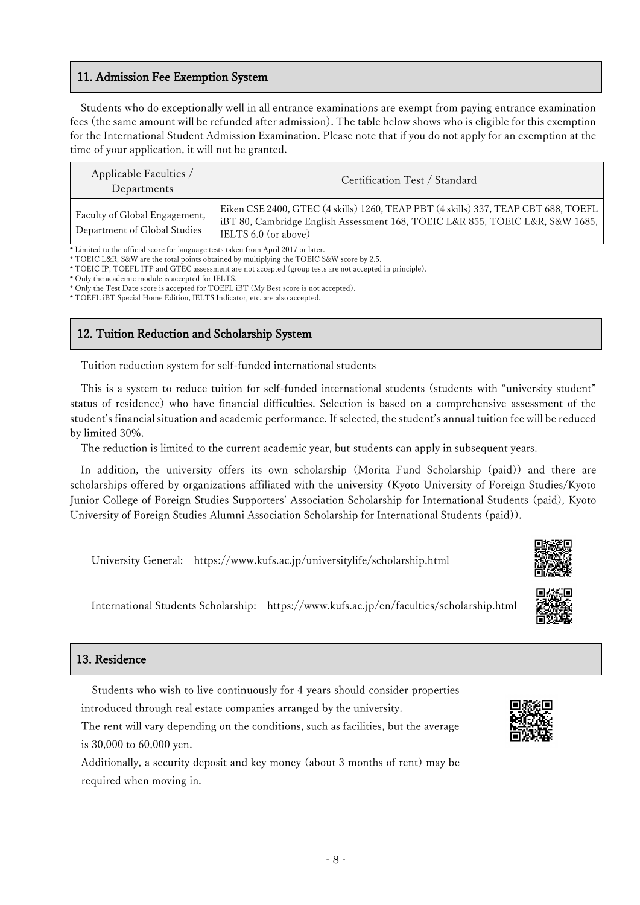## 11. Admission Fee Exemption System

Students who do exceptionally well in all entrance examinations are exempt from paying entrance examination fees (the same amount will be refunded after admission). The table below shows who is eligible for this exemption for the International Student Admission Examination. Please note that if you do not apply for an exemption at the time of your application, it will not be granted.

| Applicable Faculties / Departments | Certification Test / Standard |
|---|---|
| Faculty of Global Engagement, Department of Global Studies | Eiken CSE 2400, GTEC (4 skills) 1260, TEAP PBT (4 skills) 337, TEAP CBT 688, TOEFL iBT 80, Cambridge English Assessment 168, TOEIC L&R 855, TOEIC L&R, S&W 1685, IELTS 6.0 (or above) |

* Limited to the official score for language tests taken from April 2017 or later.
* TOEIC L&R, S&W are the total points obtained by multiplying the TOEIC S&W score by 2.5.
* TOEIC IP, TOEFL ITP and GTEC assessment are not accepted (group tests are not accepted in principle).
* Only the academic module is accepted for IELTS.
* Only the Test Date score is accepted for TOEFL iBT (My Best score is not accepted).
* TOEFL iBT Special Home Edition, IELTS Indicator, etc. are also accepted.

## 12. Tuition Reduction and Scholarship System

Tuition reduction system for self-funded international students

This is a system to reduce tuition for self-funded international students (students with "university student" status of residence) who have financial difficulties. Selection is based on a comprehensive assessment of the student's financial situation and academic performance. If selected, the student's annual tuition fee will be reduced by limited 30%.

The reduction is limited to the current academic year, but students can apply in subsequent years.

In addition, the university offers its own scholarship (Morita Fund Scholarship (paid)) and there are scholarships offered by organizations affiliated with the university (Kyoto University of Foreign Studies/Kyoto Junior College of Foreign Studies Supporters' Association Scholarship for International Students (paid), Kyoto University of Foreign Studies Alumni Association Scholarship for International Students (paid)).

University General: https://www.kufs.ac.jp/universitylife/scholarship.html

International Students Scholarship: https://www.kufs.ac.jp/en/faculties/scholarship.html

## 13. Residence

Students who wish to live continuously for 4 years should consider properties introduced through real estate companies arranged by the university.

The rent will vary depending on the conditions, such as facilities, but the average is 30,000 to 60,000 yen.

Additionally, a security deposit and key money (about 3 months of rent) may be required when moving in.